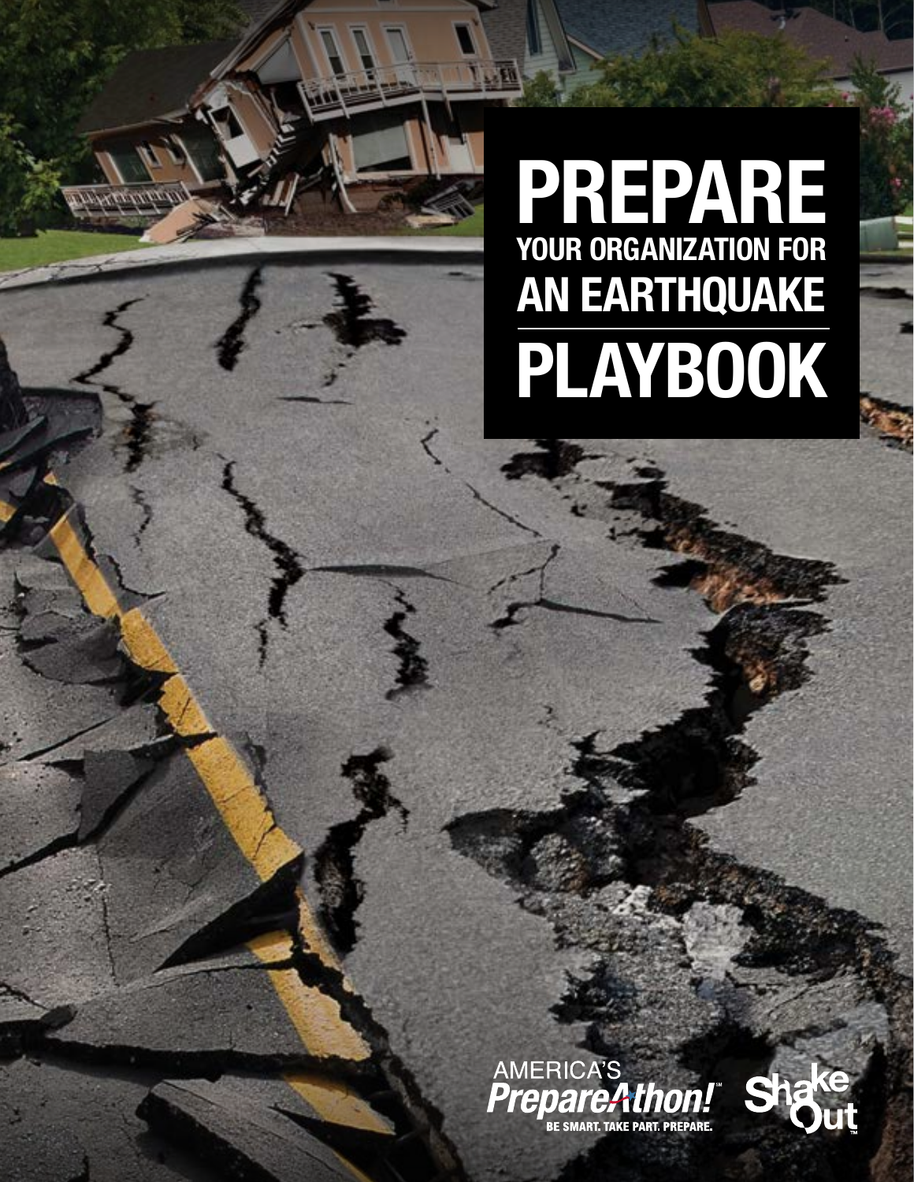# PREPARE YOUR ORGANIZATION FOR AN EARTHQUAKE

# PLAYBOOK

AMERICA'S PrepareAthon!℠

BE SMART. TAKE PART. PREPARE.

ShakeOut™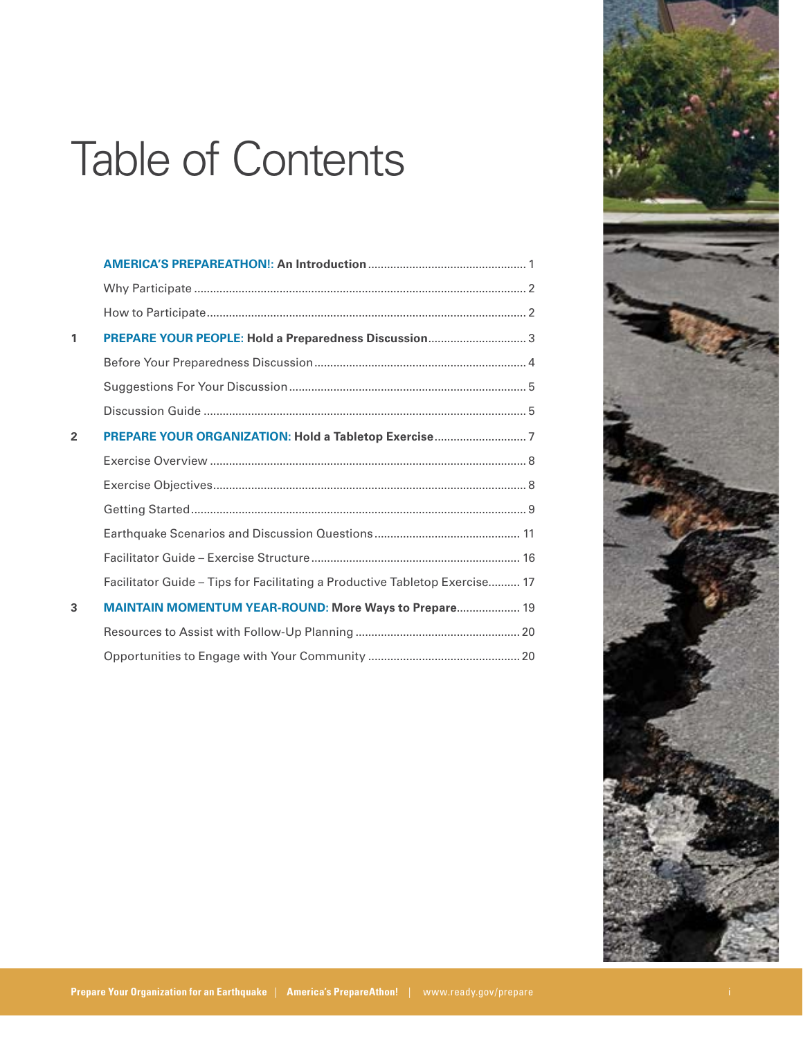# Table of Contents

| | | |
|---|---|---|
| | **AMERICA'S PREPAREATHON!: An Introduction** | 1 |
| | Why Participate | 2 |
| | How to Participate | 2 |
| 1 | **PREPARE YOUR PEOPLE: Hold a Preparedness Discussion** | 3 |
| | Before Your Preparedness Discussion | 4 |
| | Suggestions For Your Discussion | 5 |
| | Discussion Guide | 5 |
| 2 | **PREPARE YOUR ORGANIZATION: Hold a Tabletop Exercise** | 7 |
| | Exercise Overview | 8 |
| | Exercise Objectives | 8 |
| | Getting Started | 9 |
| | Earthquake Scenarios and Discussion Questions | 11 |
| | Facilitator Guide – Exercise Structure | 16 |
| | Facilitator Guide – Tips for Facilitating a Productive Tabletop Exercise | 17 |
| 3 | **MAINTAIN MOMENTUM YEAR-ROUND: More Ways to Prepare** | 19 |
| | Resources to Assist with Follow-Up Planning | 20 |
| | Opportunities to Engage with Your Community | 20 |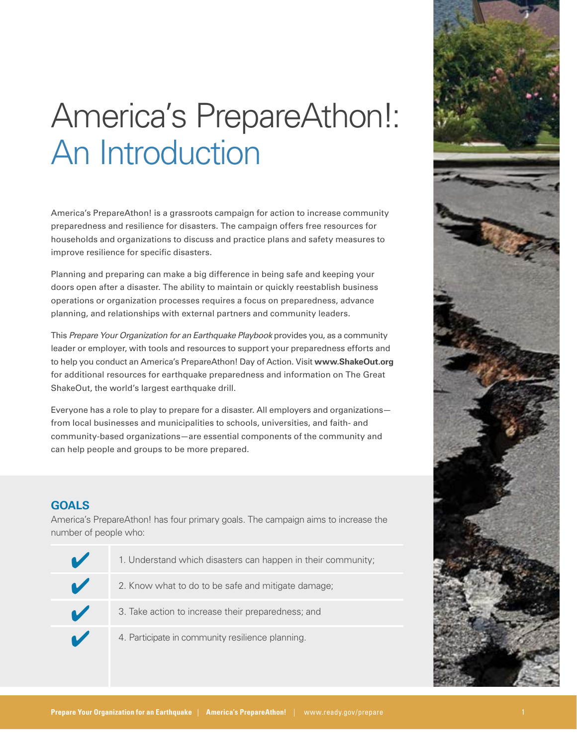# America's PrepareAthon!: An Introduction

America's PrepareAthon! is a grassroots campaign for action to increase community preparedness and resilience for disasters. The campaign offers free resources for households and organizations to discuss and practice plans and safety measures to improve resilience for specific disasters.

Planning and preparing can make a big difference in being safe and keeping your doors open after a disaster. The ability to maintain or quickly reestablish business operations or organization processes requires a focus on preparedness, advance planning, and relationships with external partners and community leaders.

This *Prepare Your Organization for an Earthquake Playbook* provides you, as a community leader or employer, with tools and resources to support your preparedness efforts and to help you conduct an America's PrepareAthon! Day of Action. Visit **www.ShakeOut.org** for additional resources for earthquake preparedness and information on The Great ShakeOut, the world's largest earthquake drill.

Everyone has a role to play to prepare for a disaster. All employers and organizations—from local businesses and municipalities to schools, universities, and faith- and community-based organizations—are essential components of the community and can help people and groups to be more prepared.

## GOALS

America's PrepareAthon! has four primary goals. The campaign aims to increase the number of people who:

- ✔ 1. Understand which disasters can happen in their community;
- ✔ 2. Know what to do to be safe and mitigate damage;
- ✔ 3. Take action to increase their preparedness; and
- ✔ 4. Participate in community resilience planning.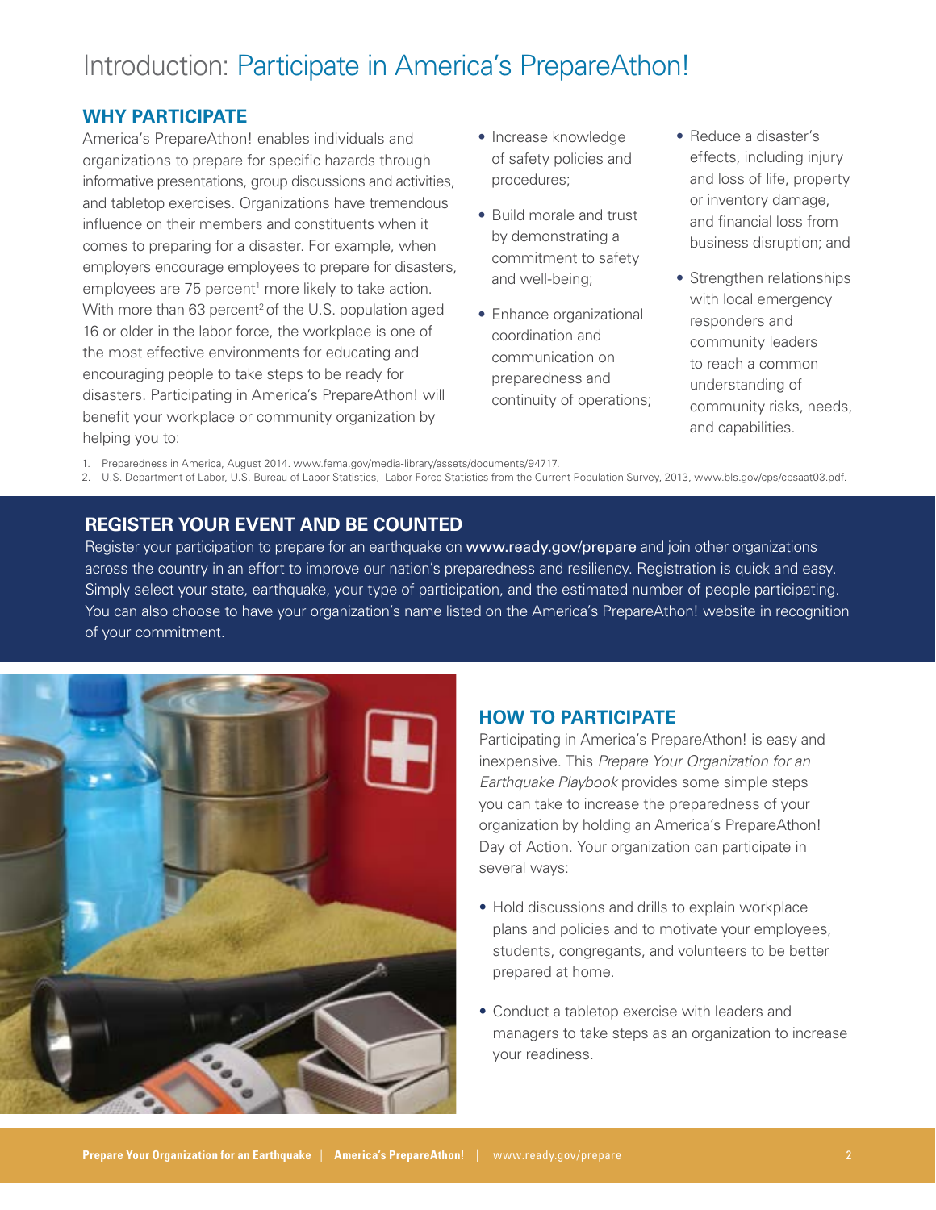# Introduction: Participate in America's PrepareAthon!

## WHY PARTICIPATE

America's PrepareAthon! enables individuals and organizations to prepare for specific hazards through informative presentations, group discussions and activities, and tabletop exercises. Organizations have tremendous influence on their members and constituents when it comes to preparing for a disaster. For example, when employers encourage employees to prepare for disasters, employees are 75 percent[1] more likely to take action. With more than 63 percent[2] of the U.S. population aged 16 or older in the labor force, the workplace is one of the most effective environments for educating and encouraging people to take steps to be ready for disasters. Participating in America's PrepareAthon! will benefit your workplace or community organization by helping you to:

- Increase knowledge of safety policies and procedures;
- Build morale and trust by demonstrating a commitment to safety and well-being;
- Enhance organizational coordination and communication on preparedness and continuity of operations;
- Reduce a disaster's effects, including injury and loss of life, property or inventory damage, and financial loss from business disruption; and
- Strengthen relationships with local emergency responders and community leaders to reach a common understanding of community risks, needs, and capabilities.

1. Preparedness in America, August 2014. www.fema.gov/media-library/assets/documents/94717.
2. U.S. Department of Labor, U.S. Bureau of Labor Statistics, Labor Force Statistics from the Current Population Survey, 2013, www.bls.gov/cps/cpsaat03.pdf.

## REGISTER YOUR EVENT AND BE COUNTED

Register your participation to prepare for an earthquake on **www.ready.gov/prepare** and join other organizations across the country in an effort to improve our nation's preparedness and resiliency. Registration is quick and easy. Simply select your state, earthquake, your type of participation, and the estimated number of people participating. You can also choose to have your organization's name listed on the America's PrepareAthon! website in recognition of your commitment.

## HOW TO PARTICIPATE

Participating in America's PrepareAthon! is easy and inexpensive. This *Prepare Your Organization for an Earthquake Playbook* provides some simple steps you can take to increase the preparedness of your organization by holding an America's PrepareAthon! Day of Action. Your organization can participate in several ways:

- Hold discussions and drills to explain workplace plans and policies and to motivate your employees, students, congregants, and volunteers to be better prepared at home.
- Conduct a tabletop exercise with leaders and managers to take steps as an organization to increase your readiness.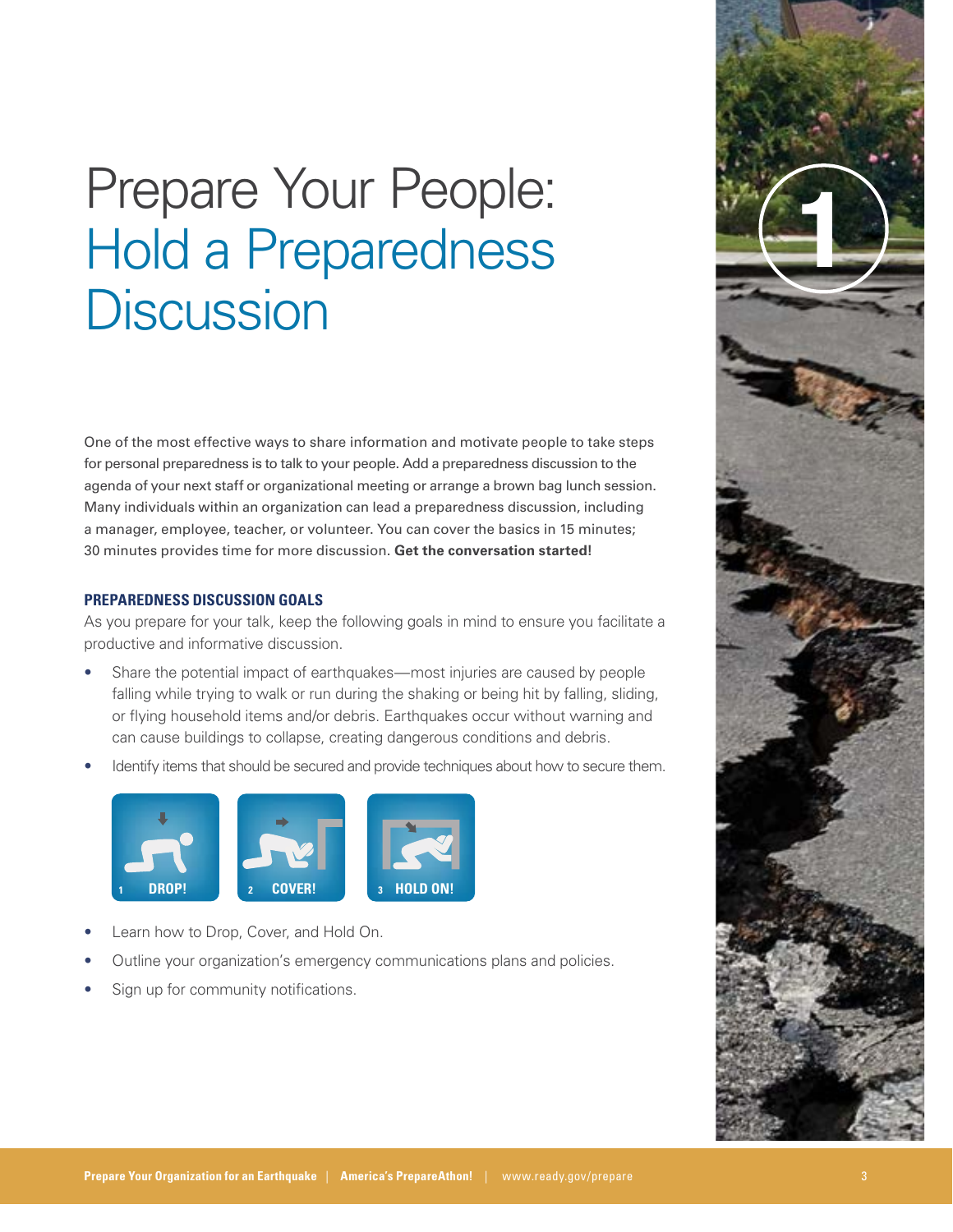# Prepare Your People: Hold a Preparedness Discussion

One of the most effective ways to share information and motivate people to take steps for personal preparedness is to talk to your people. Add a preparedness discussion to the agenda of your next staff or organizational meeting or arrange a brown bag lunch session. Many individuals within an organization can lead a preparedness discussion, including a manager, employee, teacher, or volunteer. You can cover the basics in 15 minutes; 30 minutes provides time for more discussion. **Get the conversation started!**

## PREPAREDNESS DISCUSSION GOALS

As you prepare for your talk, keep the following goals in mind to ensure you facilitate a productive and informative discussion.

- Share the potential impact of earthquakes—most injuries are caused by people falling while trying to walk or run during the shaking or being hit by falling, sliding, or flying household items and/or debris. Earthquakes occur without warning and can cause buildings to collapse, creating dangerous conditions and debris.
- Identify items that should be secured and provide techniques about how to secure them.

1 DROP! 2 COVER! 3 HOLD ON!

- Learn how to Drop, Cover, and Hold On.
- Outline your organization's emergency communications plans and policies.
- Sign up for community notifications.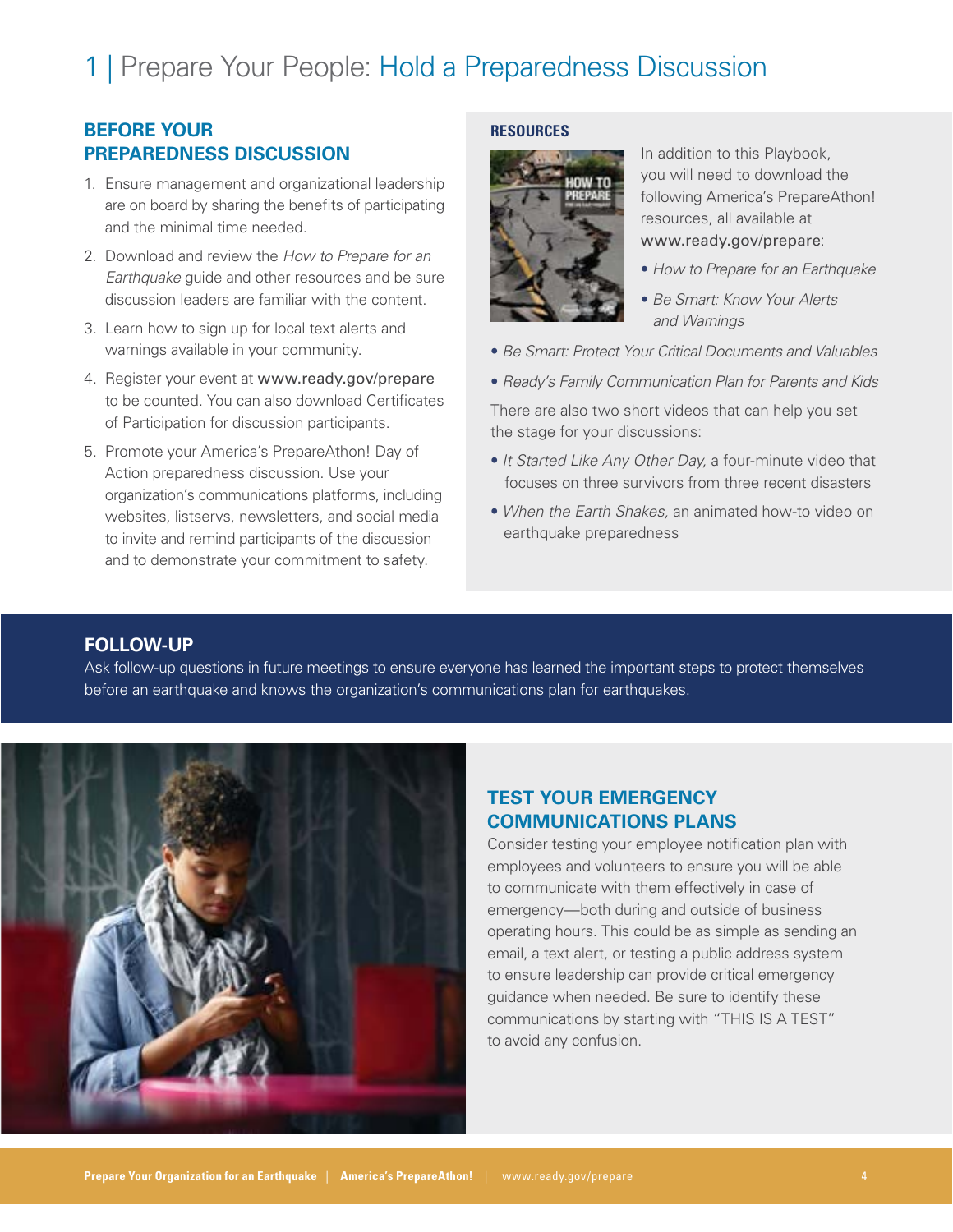# 1 | Prepare Your People: Hold a Preparedness Discussion

## BEFORE YOUR PREPAREDNESS DISCUSSION

1. Ensure management and organizational leadership are on board by sharing the benefits of participating and the minimal time needed.
2. Download and review the *How to Prepare for an Earthquake* guide and other resources and be sure discussion leaders are familiar with the content.
3. Learn how to sign up for local text alerts and warnings available in your community.
4. Register your event at www.ready.gov/prepare to be counted. You can also download Certificates of Participation for discussion participants.
5. Promote your America's PrepareAthon! Day of Action preparedness discussion. Use your organization's communications platforms, including websites, listservs, newsletters, and social media to invite and remind participants of the discussion and to demonstrate your commitment to safety.

### RESOURCES

In addition to this Playbook, you will need to download the following America's PrepareAthon! resources, all available at www.ready.gov/prepare:

- *How to Prepare for an Earthquake*
- *Be Smart: Know Your Alerts and Warnings*
- *Be Smart: Protect Your Critical Documents and Valuables*
- *Ready's Family Communication Plan for Parents and Kids*

There are also two short videos that can help you set the stage for your discussions:

- *It Started Like Any Other Day,* a four-minute video that focuses on three survivors from three recent disasters
- *When the Earth Shakes,* an animated how-to video on earthquake preparedness

## FOLLOW-UP

Ask follow-up questions in future meetings to ensure everyone has learned the important steps to protect themselves before an earthquake and knows the organization's communications plan for earthquakes.

## TEST YOUR EMERGENCY COMMUNICATIONS PLANS

Consider testing your employee notification plan with employees and volunteers to ensure you will be able to communicate with them effectively in case of emergency—both during and outside of business operating hours. This could be as simple as sending an email, a text alert, or testing a public address system to ensure leadership can provide critical emergency guidance when needed. Be sure to identify these communications by starting with "THIS IS A TEST" to avoid any confusion.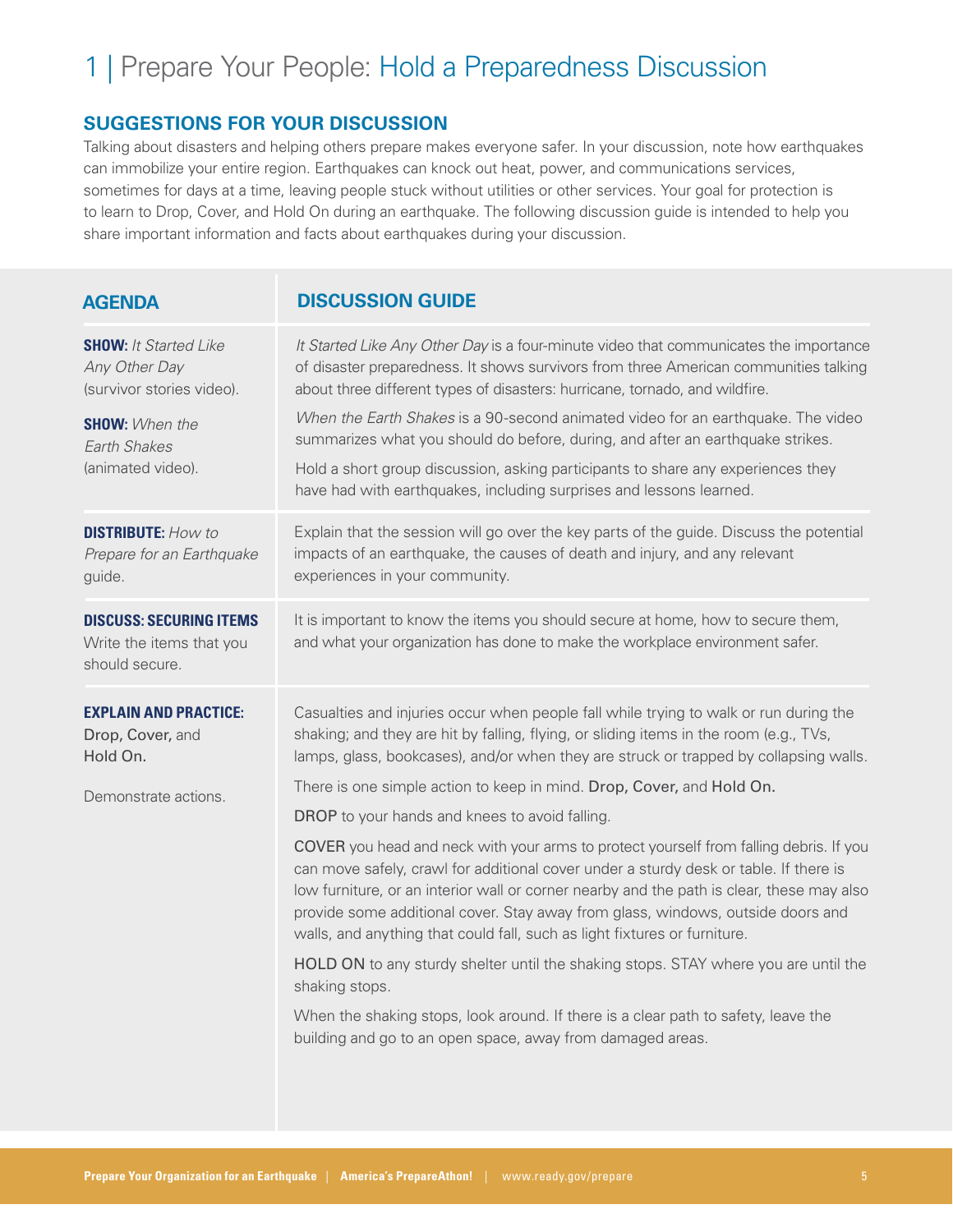# 1 | Prepare Your People: Hold a Preparedness Discussion

## SUGGESTIONS FOR YOUR DISCUSSION

Talking about disasters and helping others prepare makes everyone safer. In your discussion, note how earthquakes can immobilize your entire region. Earthquakes can knock out heat, power, and communications services, sometimes for days at a time, leaving people stuck without utilities or other services. Your goal for protection is to learn to Drop, Cover, and Hold On during an earthquake. The following discussion guide is intended to help you share important information and facts about earthquakes during your discussion.

| AGENDA | DISCUSSION GUIDE |
|---|---|
| **SHOW:** *It Started Like Any Other Day* (survivor stories video).<br><br>**SHOW:** *When the Earth Shakes* (animated video). | *It Started Like Any Other Day* is a four-minute video that communicates the importance of disaster preparedness. It shows survivors from three American communities talking about three different types of disasters: hurricane, tornado, and wildfire.<br><br>*When the Earth Shakes* is a 90-second animated video for an earthquake. The video summarizes what you should do before, during, and after an earthquake strikes.<br><br>Hold a short group discussion, asking participants to share any experiences they have had with earthquakes, including surprises and lessons learned. |
| **DISTRIBUTE:** *How to Prepare for an Earthquake* guide. | Explain that the session will go over the key parts of the guide. Discuss the potential impacts of an earthquake, the causes of death and injury, and any relevant experiences in your community. |
| **DISCUSS: SECURING ITEMS** Write the items that you should secure. | It is important to know the items you should secure at home, how to secure them, and what your organization has done to make the workplace environment safer. |
| **EXPLAIN AND PRACTICE:** Drop, Cover, and Hold On.<br><br>Demonstrate actions. | Casualties and injuries occur when people fall while trying to walk or run during the shaking; and they are hit by falling, flying, or sliding items in the room (e.g., TVs, lamps, glass, bookcases), and/or when they are struck or trapped by collapsing walls.<br><br>There is one simple action to keep in mind. Drop, Cover, and Hold On.<br><br>DROP to your hands and knees to avoid falling.<br><br>COVER you head and neck with your arms to protect yourself from falling debris. If you can move safely, crawl for additional cover under a sturdy desk or table. If there is low furniture, or an interior wall or corner nearby and the path is clear, these may also provide some additional cover. Stay away from glass, windows, outside doors and walls, and anything that could fall, such as light fixtures or furniture.<br><br>HOLD ON to any sturdy shelter until the shaking stops. STAY where you are until the shaking stops.<br><br>When the shaking stops, look around. If there is a clear path to safety, leave the building and go to an open space, away from damaged areas. |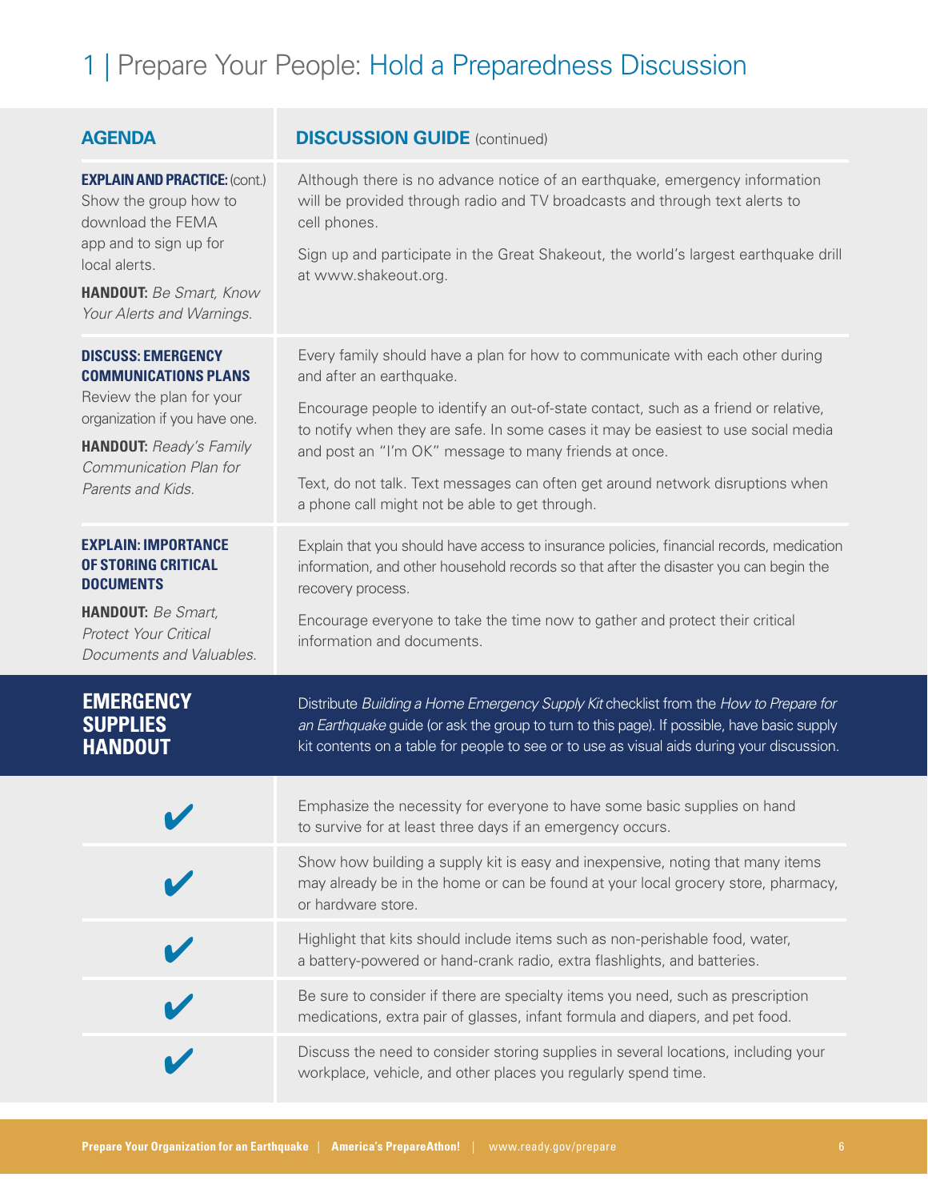# 1 | Prepare Your People: Hold a Preparedness Discussion

| AGENDA | DISCUSSION GUIDE (continued) |
| --- | --- |
| **EXPLAIN AND PRACTICE:** (cont.) Show the group how to download the FEMA app and to sign up for local alerts.<br><br>**HANDOUT:** *Be Smart, Know Your Alerts and Warnings.* | Although there is no advance notice of an earthquake, emergency information will be provided through radio and TV broadcasts and through text alerts to cell phones.<br><br>Sign up and participate in the Great Shakeout, the world's largest earthquake drill at www.shakeout.org. |
| **DISCUSS: EMERGENCY COMMUNICATIONS PLANS** Review the plan for your organization if you have one.<br><br>**HANDOUT:** *Ready's Family Communication Plan for Parents and Kids.* | Every family should have a plan for how to communicate with each other during and after an earthquake.<br><br>Encourage people to identify an out-of-state contact, such as a friend or relative, to notify when they are safe. In some cases it may be easiest to use social media and post an "I'm OK" message to many friends at once.<br><br>Text, do not talk. Text messages can often get around network disruptions when a phone call might not be able to get through. |
| **EXPLAIN: IMPORTANCE OF STORING CRITICAL DOCUMENTS**<br><br>**HANDOUT:** *Be Smart, Protect Your Critical Documents and Valuables.* | Explain that you should have access to insurance policies, financial records, medication information, and other household records so that after the disaster you can begin the recovery process.<br><br>Encourage everyone to take the time now to gather and protect their critical information and documents. |
| **EMERGENCY SUPPLIES HANDOUT** | Distribute *Building a Home Emergency Supply Kit* checklist from the *How to Prepare for an Earthquake* guide (or ask the group to turn to this page). If possible, have basic supply kit contents on a table for people to see or to use as visual aids during your discussion. |
| ✔ | Emphasize the necessity for everyone to have some basic supplies on hand to survive for at least three days if an emergency occurs. |
| ✔ | Show how building a supply kit is easy and inexpensive, noting that many items may already be in the home or can be found at your local grocery store, pharmacy, or hardware store. |
| ✔ | Highlight that kits should include items such as non-perishable food, water, a battery-powered or hand-crank radio, extra flashlights, and batteries. |
| ✔ | Be sure to consider if there are specialty items you need, such as prescription medications, extra pair of glasses, infant formula and diapers, and pet food. |
| ✔ | Discuss the need to consider storing supplies in several locations, including your workplace, vehicle, and other places you regularly spend time. |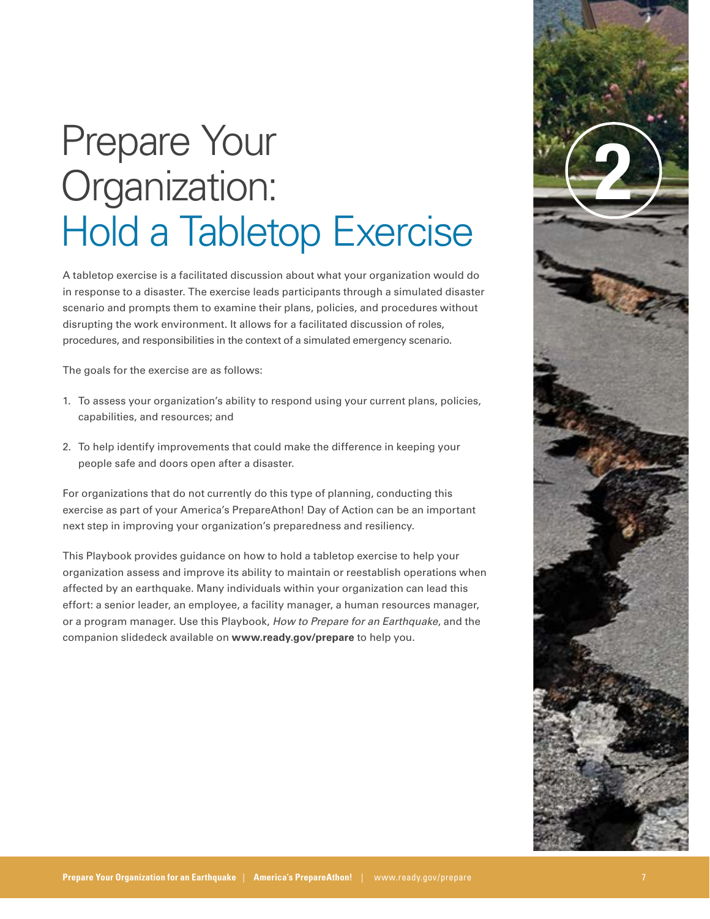# Prepare Your Organization: Hold a Tabletop Exercise

A tabletop exercise is a facilitated discussion about what your organization would do in response to a disaster. The exercise leads participants through a simulated disaster scenario and prompts them to examine their plans, policies, and procedures without disrupting the work environment. It allows for a facilitated discussion of roles, procedures, and responsibilities in the context of a simulated emergency scenario.

The goals for the exercise are as follows:

1. To assess your organization's ability to respond using your current plans, policies, capabilities, and resources; and
2. To help identify improvements that could make the difference in keeping your people safe and doors open after a disaster.

For organizations that do not currently do this type of planning, conducting this exercise as part of your America's PrepareAthon! Day of Action can be an important next step in improving your organization's preparedness and resiliency.

This Playbook provides guidance on how to hold a tabletop exercise to help your organization assess and improve its ability to maintain or reestablish operations when affected by an earthquake. Many individuals within your organization can lead this effort: a senior leader, an employee, a facility manager, a human resources manager, or a program manager. Use this Playbook, *How to Prepare for an Earthquake*, and the companion slidedeck available on **www.ready.gov/prepare** to help you.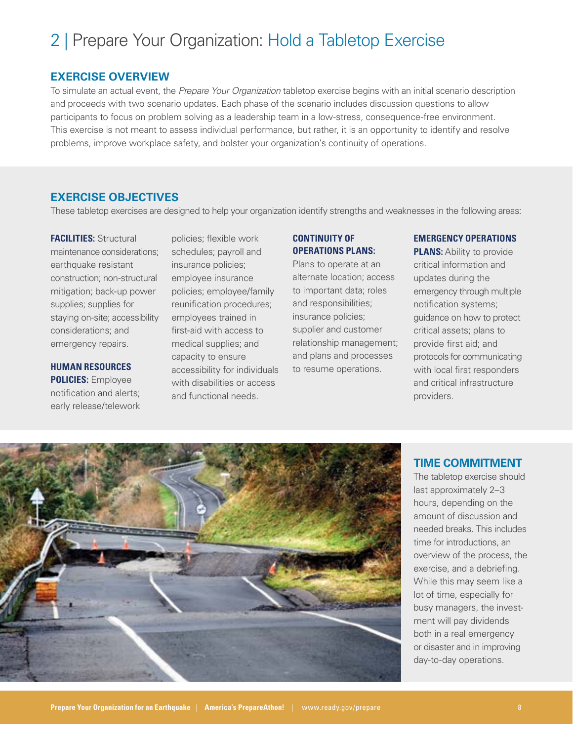# 2 | Prepare Your Organization: Hold a Tabletop Exercise

## EXERCISE OVERVIEW

To simulate an actual event, the *Prepare Your Organization* tabletop exercise begins with an initial scenario description and proceeds with two scenario updates. Each phase of the scenario includes discussion questions to allow participants to focus on problem solving as a leadership team in a low-stress, consequence-free environment. This exercise is not meant to assess individual performance, but rather, it is an opportunity to identify and resolve problems, improve workplace safety, and bolster your organization's continuity of operations.

## EXERCISE OBJECTIVES

These tabletop exercises are designed to help your organization identify strengths and weaknesses in the following areas:

**FACILITIES:** Structural maintenance considerations; earthquake resistant construction; non-structural mitigation; back-up power supplies; supplies for staying on-site; accessibility considerations; and emergency repairs.

**HUMAN RESOURCES POLICIES:** Employee notification and alerts; early release/telework policies; flexible work schedules; payroll and insurance policies; employee insurance policies; employee/family reunification procedures; employees trained in first-aid with access to medical supplies; and capacity to ensure accessibility for individuals with disabilities or access and functional needs.

**CONTINUITY OF OPERATIONS PLANS:** Plans to operate at an alternate location; access to important data; roles and responsibilities; insurance policies; supplier and customer relationship management; and plans and processes to resume operations.

**EMERGENCY OPERATIONS PLANS:** Ability to provide critical information and updates during the emergency through multiple notification systems; guidance on how to protect critical assets; plans to provide first aid; and protocols for communicating with local first responders and critical infrastructure providers.

## TIME COMMITMENT

The tabletop exercise should last approximately 2–3 hours, depending on the amount of discussion and needed breaks. This includes time for introductions, an overview of the process, the exercise, and a debriefing. While this may seem like a lot of time, especially for busy managers, the investment will pay dividends both in a real emergency or disaster and in improving day-to-day operations.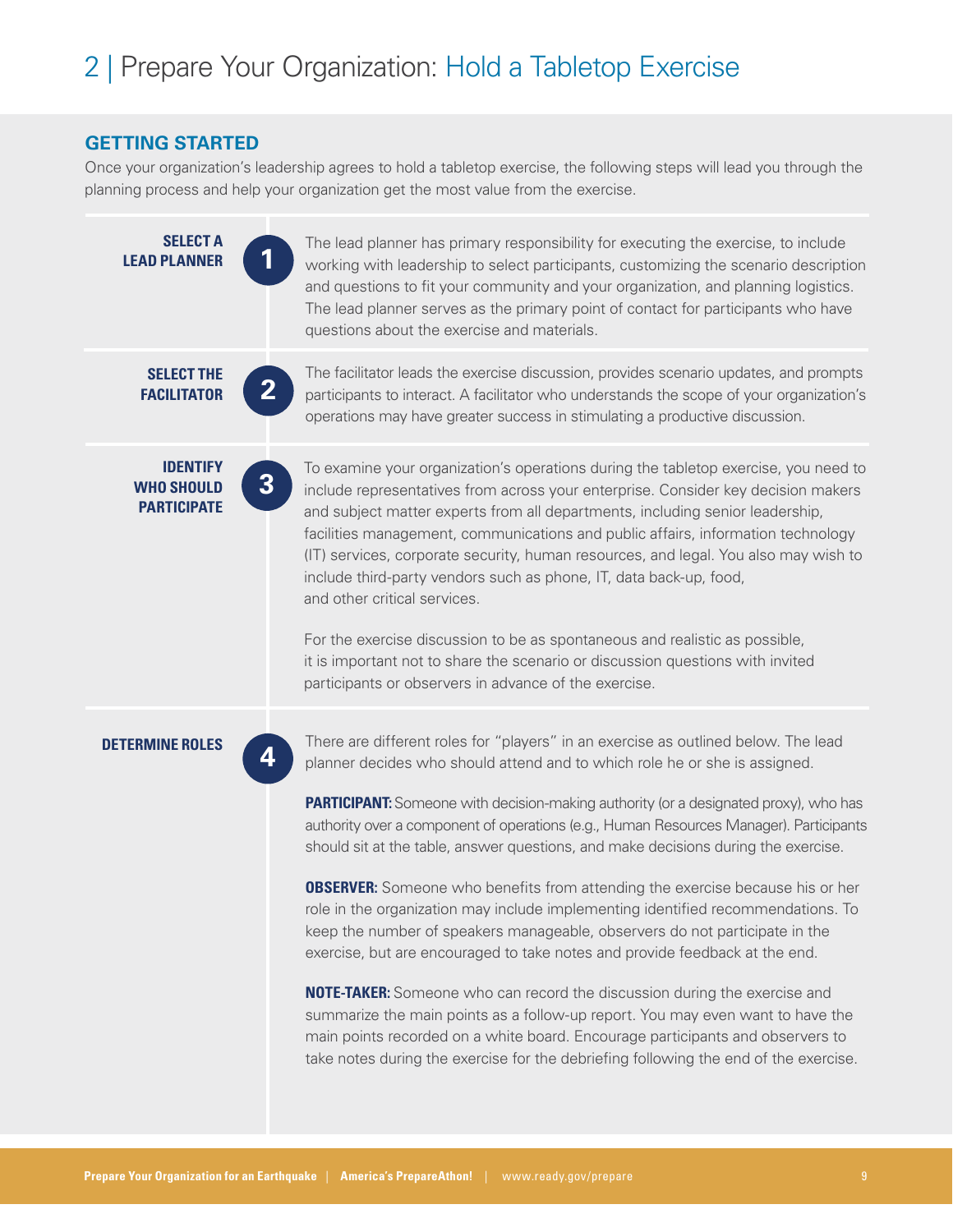# 2 | Prepare Your Organization: Hold a Tabletop Exercise

## GETTING STARTED

Once your organization's leadership agrees to hold a tabletop exercise, the following steps will lead you through the planning process and help your organization get the most value from the exercise.

### 1. SELECT A LEAD PLANNER

The lead planner has primary responsibility for executing the exercise, to include working with leadership to select participants, customizing the scenario description and questions to fit your community and your organization, and planning logistics. The lead planner serves as the primary point of contact for participants who have questions about the exercise and materials.

### 2. SELECT THE FACILITATOR

The facilitator leads the exercise discussion, provides scenario updates, and prompts participants to interact. A facilitator who understands the scope of your organization's operations may have greater success in stimulating a productive discussion.

### 3. IDENTIFY WHO SHOULD PARTICIPATE

To examine your organization's operations during the tabletop exercise, you need to include representatives from across your enterprise. Consider key decision makers and subject matter experts from all departments, including senior leadership, facilities management, communications and public affairs, information technology (IT) services, corporate security, human resources, and legal. You also may wish to include third-party vendors such as phone, IT, data back-up, food, and other critical services.

For the exercise discussion to be as spontaneous and realistic as possible, it is important not to share the scenario or discussion questions with invited participants or observers in advance of the exercise.

### 4. DETERMINE ROLES

There are different roles for "players" in an exercise as outlined below. The lead planner decides who should attend and to which role he or she is assigned.

**PARTICIPANT:** Someone with decision-making authority (or a designated proxy), who has authority over a component of operations (e.g., Human Resources Manager). Participants should sit at the table, answer questions, and make decisions during the exercise.

**OBSERVER:** Someone who benefits from attending the exercise because his or her role in the organization may include implementing identified recommendations. To keep the number of speakers manageable, observers do not participate in the exercise, but are encouraged to take notes and provide feedback at the end.

**NOTE-TAKER:** Someone who can record the discussion during the exercise and summarize the main points as a follow-up report. You may even want to have the main points recorded on a white board. Encourage participants and observers to take notes during the exercise for the debriefing following the end of the exercise.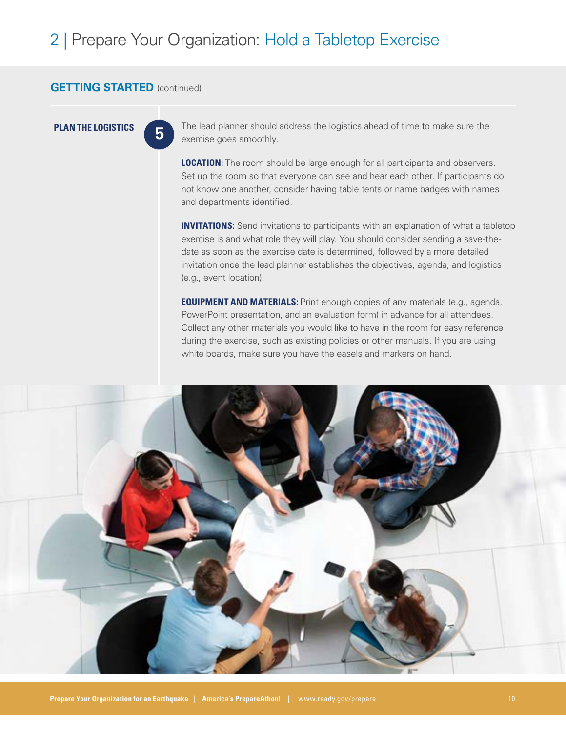# 2 | Prepare Your Organization: Hold a Tabletop Exercise

## GETTING STARTED (continued)

### PLAN THE LOGISTICS

**5**

The lead planner should address the logistics ahead of time to make sure the exercise goes smoothly.

**LOCATION:** The room should be large enough for all participants and observers. Set up the room so that everyone can see and hear each other. If participants do not know one another, consider having table tents or name badges with names and departments identified.

**INVITATIONS:** Send invitations to participants with an explanation of what a tabletop exercise is and what role they will play. You should consider sending a save-the-date as soon as the exercise date is determined, followed by a more detailed invitation once the lead planner establishes the objectives, agenda, and logistics (e.g., event location).

**EQUIPMENT AND MATERIALS:** Print enough copies of any materials (e.g., agenda, PowerPoint presentation, and an evaluation form) in advance for all attendees. Collect any other materials you would like to have in the room for easy reference during the exercise, such as existing policies or other manuals. If you are using white boards, make sure you have the easels and markers on hand.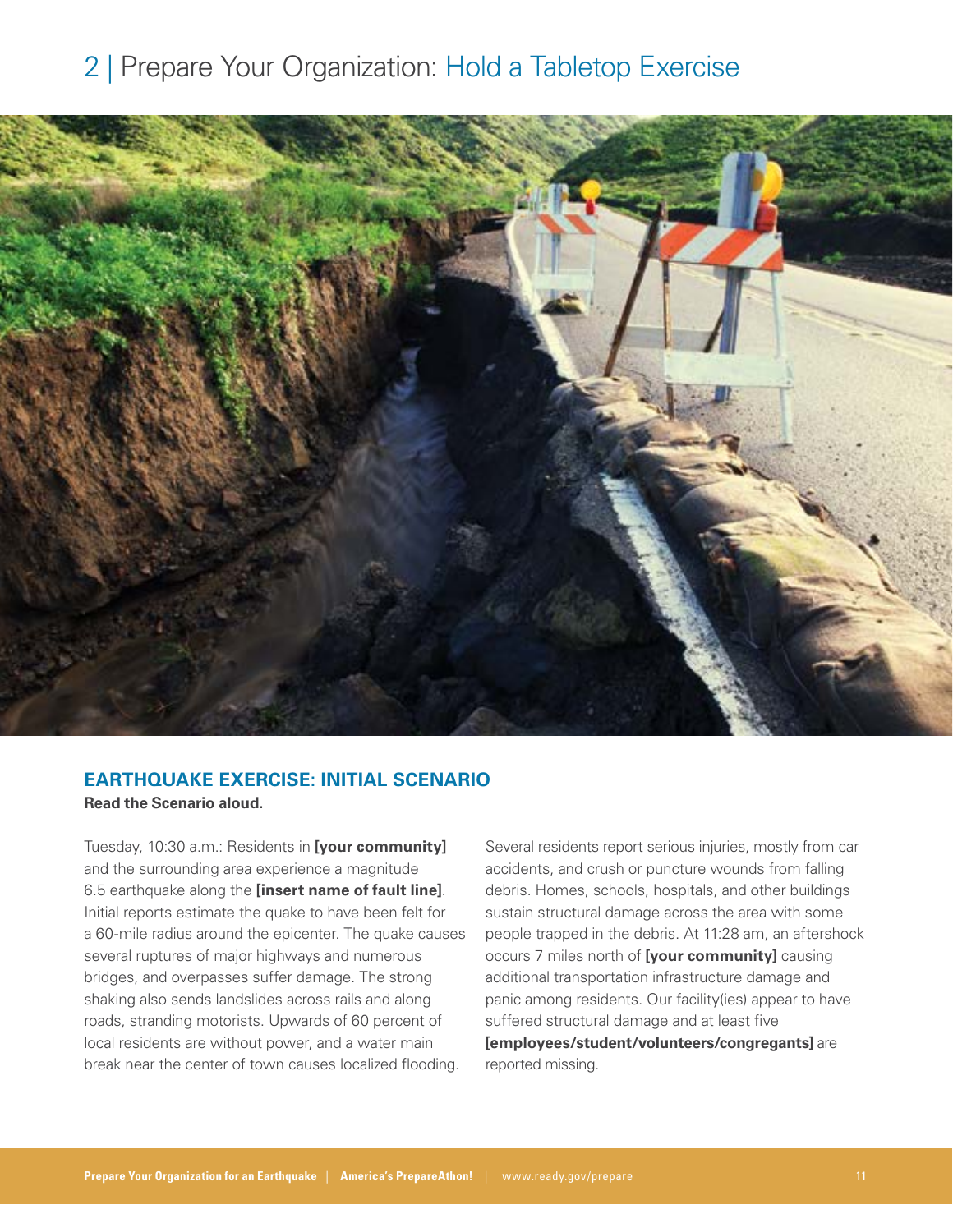# 2 | Prepare Your Organization: Hold a Tabletop Exercise

## EARTHQUAKE EXERCISE: INITIAL SCENARIO

**Read the Scenario aloud.**

Tuesday, 10:30 a.m.: Residents in **[your community]** and the surrounding area experience a magnitude 6.5 earthquake along the **[insert name of fault line]**. Initial reports estimate the quake to have been felt for a 60-mile radius around the epicenter. The quake causes several ruptures of major highways and numerous bridges, and overpasses suffer damage. The strong shaking also sends landslides across rails and along roads, stranding motorists. Upwards of 60 percent of local residents are without power, and a water main break near the center of town causes localized flooding.

Several residents report serious injuries, mostly from car accidents, and crush or puncture wounds from falling debris. Homes, schools, hospitals, and other buildings sustain structural damage across the area with some people trapped in the debris. At 11:28 am, an aftershock occurs 7 miles north of **[your community]** causing additional transportation infrastructure damage and panic among residents. Our facility(ies) appear to have suffered structural damage and at least five **[employees/student/volunteers/congregants]** are reported missing.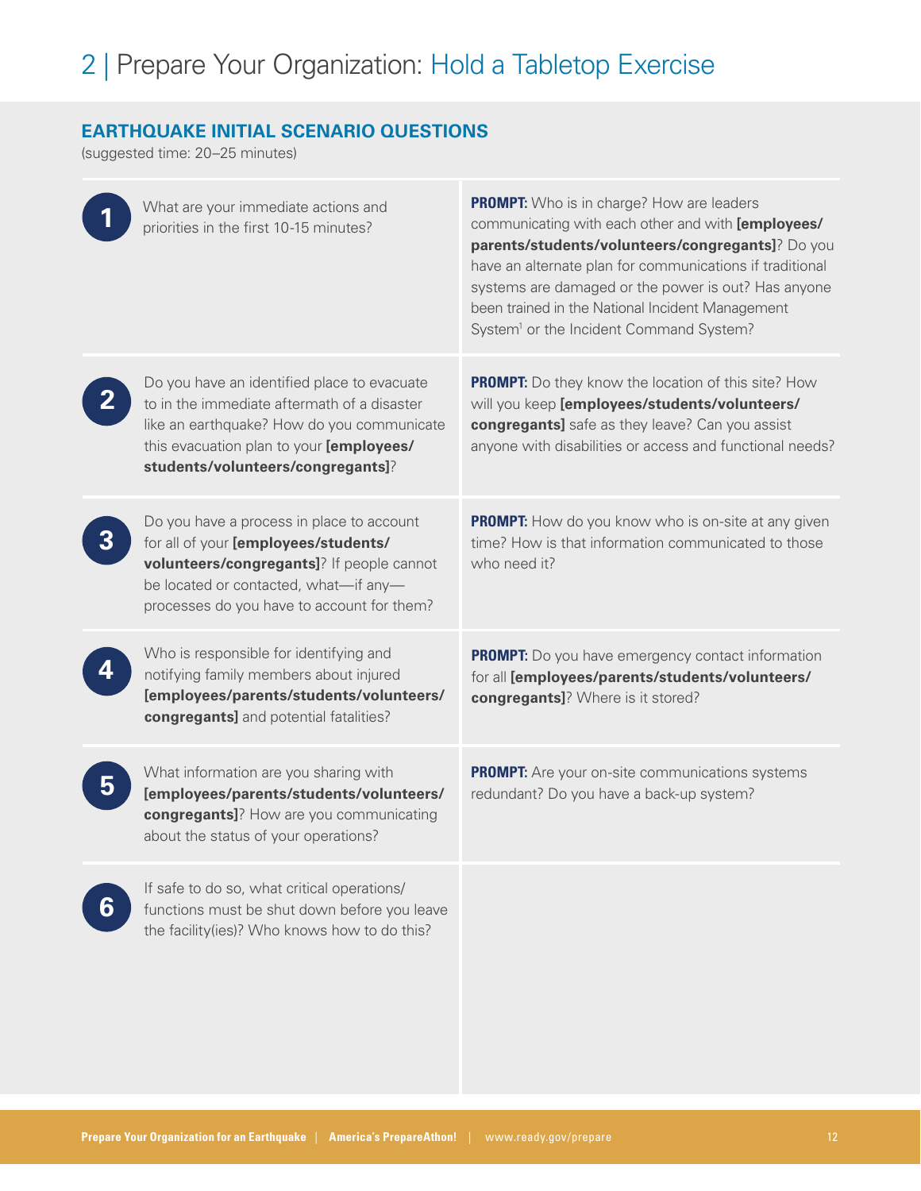# 2 | Prepare Your Organization: Hold a Tabletop Exercise

## EARTHQUAKE INITIAL SCENARIO QUESTIONS

(suggested time: 20–25 minutes)

| # | Question | Prompt |
|---|---|---|
| 1 | What are your immediate actions and priorities in the first 10-15 minutes? | **PROMPT:** Who is in charge? How are leaders communicating with each other and with **[employees/parents/students/volunteers/congregants]**? Do you have an alternate plan for communications if traditional systems are damaged or the power is out? Has anyone been trained in the National Incident Management System[1] or the Incident Command System? |
| 2 | Do you have an identified place to evacuate to in the immediate aftermath of a disaster like an earthquake? How do you communicate this evacuation plan to your **[employees/students/volunteers/congregants]**? | **PROMPT:** Do they know the location of this site? How will you keep **[employees/students/volunteers/congregants]** safe as they leave? Can you assist anyone with disabilities or access and functional needs? |
| 3 | Do you have a process in place to account for all of your **[employees/students/volunteers/congregants]**? If people cannot be located or contacted, what—if any—processes do you have to account for them? | **PROMPT:** How do you know who is on-site at any given time? How is that information communicated to those who need it? |
| 4 | Who is responsible for identifying and notifying family members about injured **[employees/parents/students/volunteers/congregants]** and potential fatalities? | **PROMPT:** Do you have emergency contact information for all **[employees/parents/students/volunteers/congregants]**? Where is it stored? |
| 5 | What information are you sharing with **[employees/parents/students/volunteers/congregants]**? How are you communicating about the status of your operations? | **PROMPT:** Are your on-site communications systems redundant? Do you have a back-up system? |
| 6 | If safe to do so, what critical operations/functions must be shut down before you leave the facility(ies)? Who knows how to do this? | |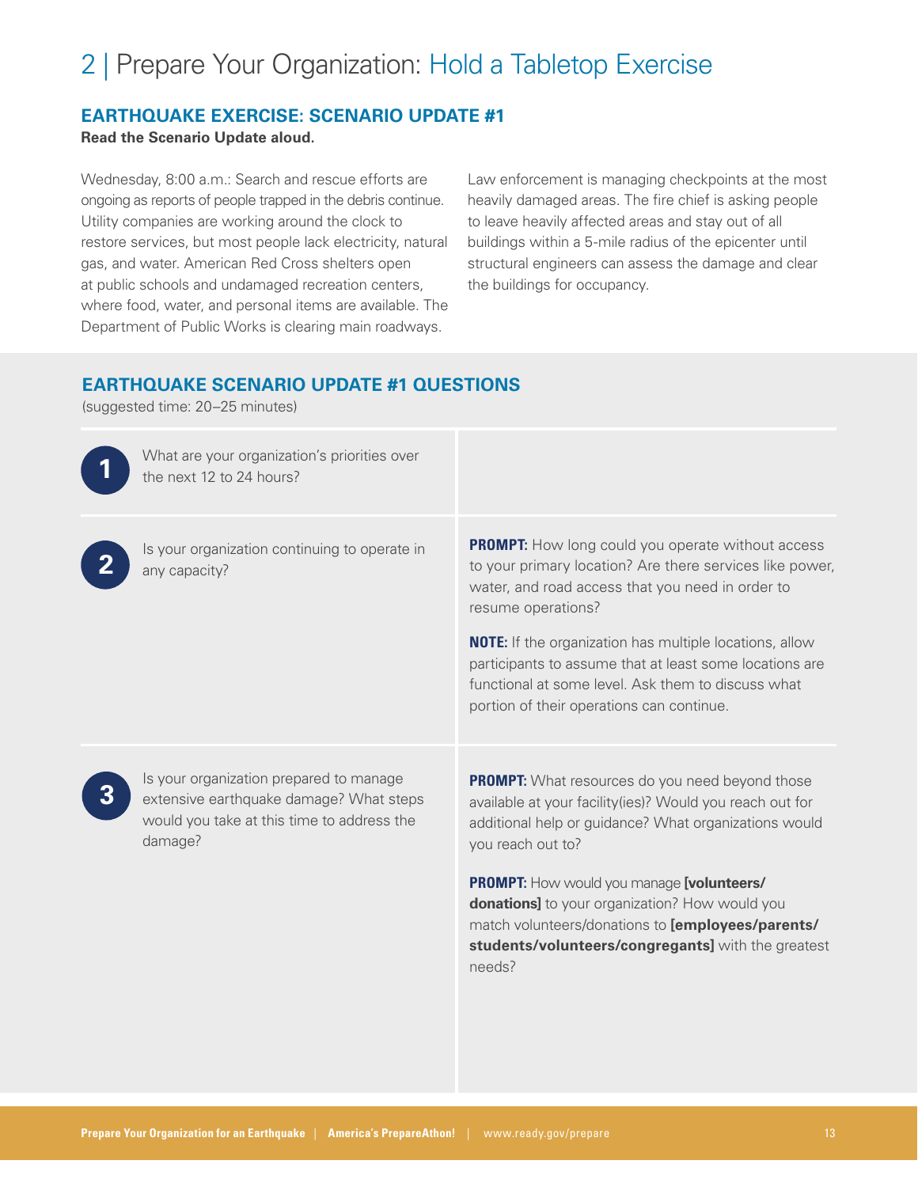# 2 | Prepare Your Organization: Hold a Tabletop Exercise

## EARTHQUAKE EXERCISE: SCENARIO UPDATE #1

**Read the Scenario Update aloud.**

Wednesday, 8:00 a.m.: Search and rescue efforts are ongoing as reports of people trapped in the debris continue. Utility companies are working around the clock to restore services, but most people lack electricity, natural gas, and water. American Red Cross shelters open at public schools and undamaged recreation centers, where food, water, and personal items are available. The Department of Public Works is clearing main roadways. Law enforcement is managing checkpoints at the most heavily damaged areas. The fire chief is asking people to leave heavily affected areas and stay out of all buildings within a 5-mile radius of the epicenter until structural engineers can assess the damage and clear the buildings for occupancy.

## EARTHQUAKE SCENARIO UPDATE #1 QUESTIONS

(suggested time: 20–25 minutes)

| Question | Prompts |
|---|---|
| **1** What are your organization's priorities over the next 12 to 24 hours? | |
| **2** Is your organization continuing to operate in any capacity? | **PROMPT:** How long could you operate without access to your primary location? Are there services like power, water, and road access that you need in order to resume operations?<br><br>**NOTE:** If the organization has multiple locations, allow participants to assume that at least some locations are functional at some level. Ask them to discuss what portion of their operations can continue. |
| **3** Is your organization prepared to manage extensive earthquake damage? What steps would you take at this time to address the damage? | **PROMPT:** What resources do you need beyond those available at your facility(ies)? Would you reach out for additional help or guidance? What organizations would you reach out to?<br><br>**PROMPT:** How would you manage **[volunteers/donations]** to your organization? How would you match volunteers/donations to **[employees/parents/students/volunteers/congregants]** with the greatest needs? |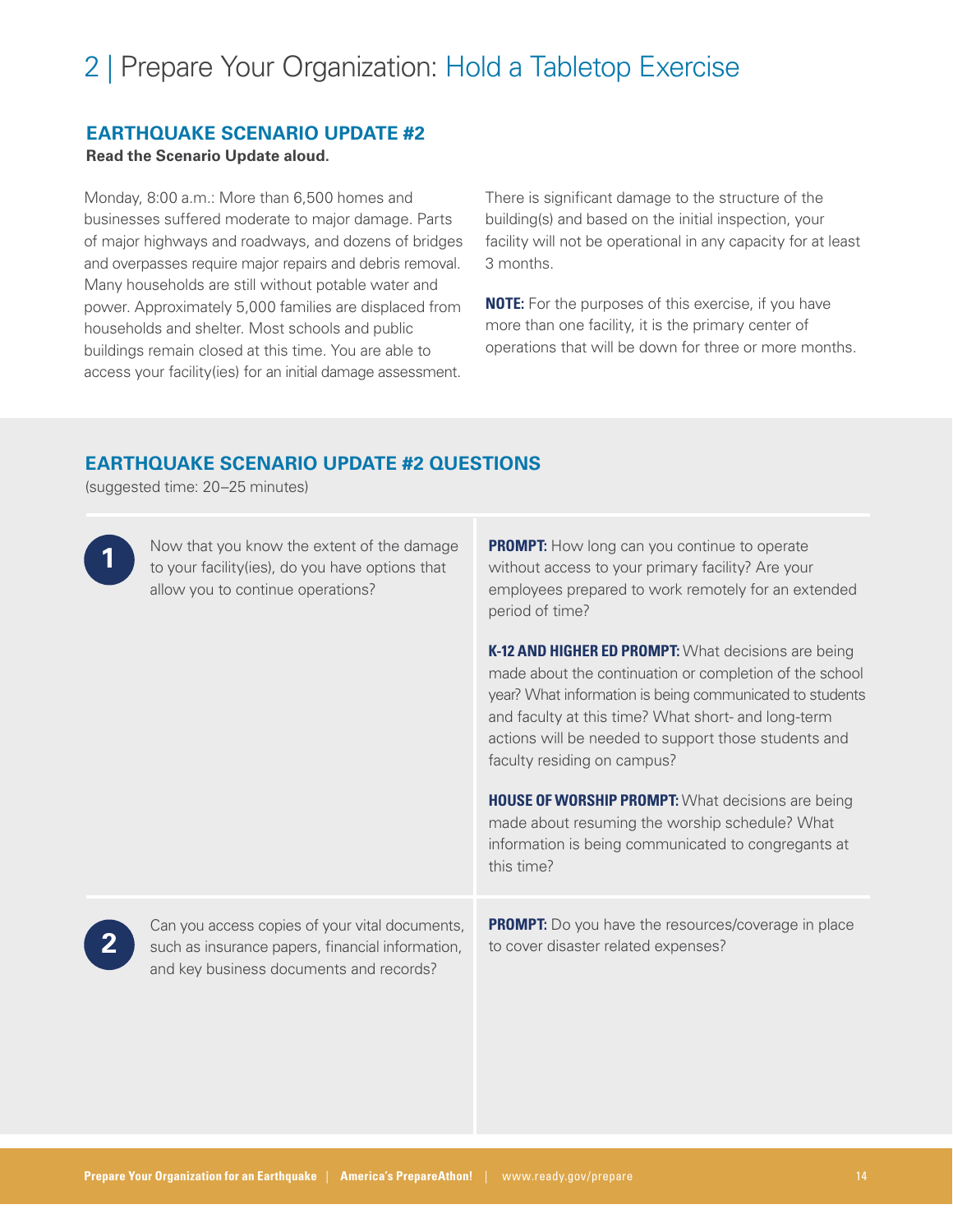# 2 | Prepare Your Organization: Hold a Tabletop Exercise

## EARTHQUAKE SCENARIO UPDATE #2

**Read the Scenario Update aloud.**

Monday, 8:00 a.m.: More than 6,500 homes and businesses suffered moderate to major damage. Parts of major highways and roadways, and dozens of bridges and overpasses require major repairs and debris removal. Many households are still without potable water and power. Approximately 5,000 families are displaced from households and shelter. Most schools and public buildings remain closed at this time. You are able to access your facility(ies) for an initial damage assessment.

There is significant damage to the structure of the building(s) and based on the initial inspection, your facility will not be operational in any capacity for at least 3 months.

**NOTE:** For the purposes of this exercise, if you have more than one facility, it is the primary center of operations that will be down for three or more months.

## EARTHQUAKE SCENARIO UPDATE #2 QUESTIONS

(suggested time: 20–25 minutes)

**1** Now that you know the extent of the damage to your facility(ies), do you have options that allow you to continue operations?

**PROMPT:** How long can you continue to operate without access to your primary facility? Are your employees prepared to work remotely for an extended period of time?

**K-12 AND HIGHER ED PROMPT:** What decisions are being made about the continuation or completion of the school year? What information is being communicated to students and faculty at this time? What short- and long-term actions will be needed to support those students and faculty residing on campus?

**HOUSE OF WORSHIP PROMPT:** What decisions are being made about resuming the worship schedule? What information is being communicated to congregants at this time?

**2** Can you access copies of your vital documents, such as insurance papers, financial information, and key business documents and records?

**PROMPT:** Do you have the resources/coverage in place to cover disaster related expenses?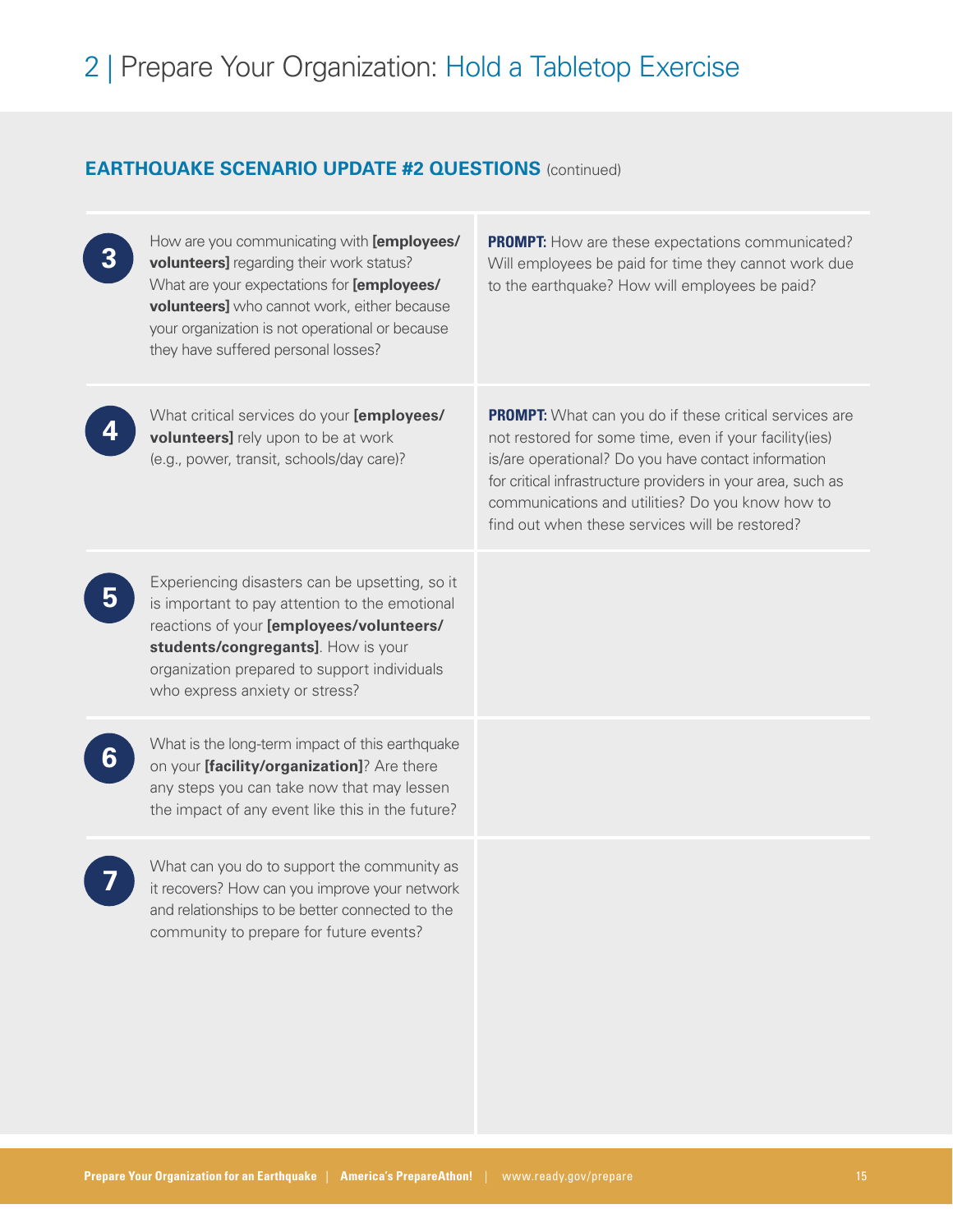# 2 | Prepare Your Organization: Hold a Tabletop Exercise

## EARTHQUAKE SCENARIO UPDATE #2 QUESTIONS (continued)

| # | Question | Prompt |
|---|---|---|
| 3 | How are you communicating with **[employees/volunteers]** regarding their work status? What are your expectations for **[employees/volunteers]** who cannot work, either because your organization is not operational or because they have suffered personal losses? | **PROMPT:** How are these expectations communicated? Will employees be paid for time they cannot work due to the earthquake? How will employees be paid? |
| 4 | What critical services do your **[employees/volunteers]** rely upon to be at work (e.g., power, transit, schools/day care)? | **PROMPT:** What can you do if these critical services are not restored for some time, even if your facility(ies) is/are operational? Do you have contact information for critical infrastructure providers in your area, such as communications and utilities? Do you know how to find out when these services will be restored? |
| 5 | Experiencing disasters can be upsetting, so it is important to pay attention to the emotional reactions of your **[employees/volunteers/students/congregants]**. How is your organization prepared to support individuals who express anxiety or stress? | |
| 6 | What is the long-term impact of this earthquake on your **[facility/organization]**? Are there any steps you can take now that may lessen the impact of any event like this in the future? | |
| 7 | What can you do to support the community as it recovers? How can you improve your network and relationships to be better connected to the community to prepare for future events? | |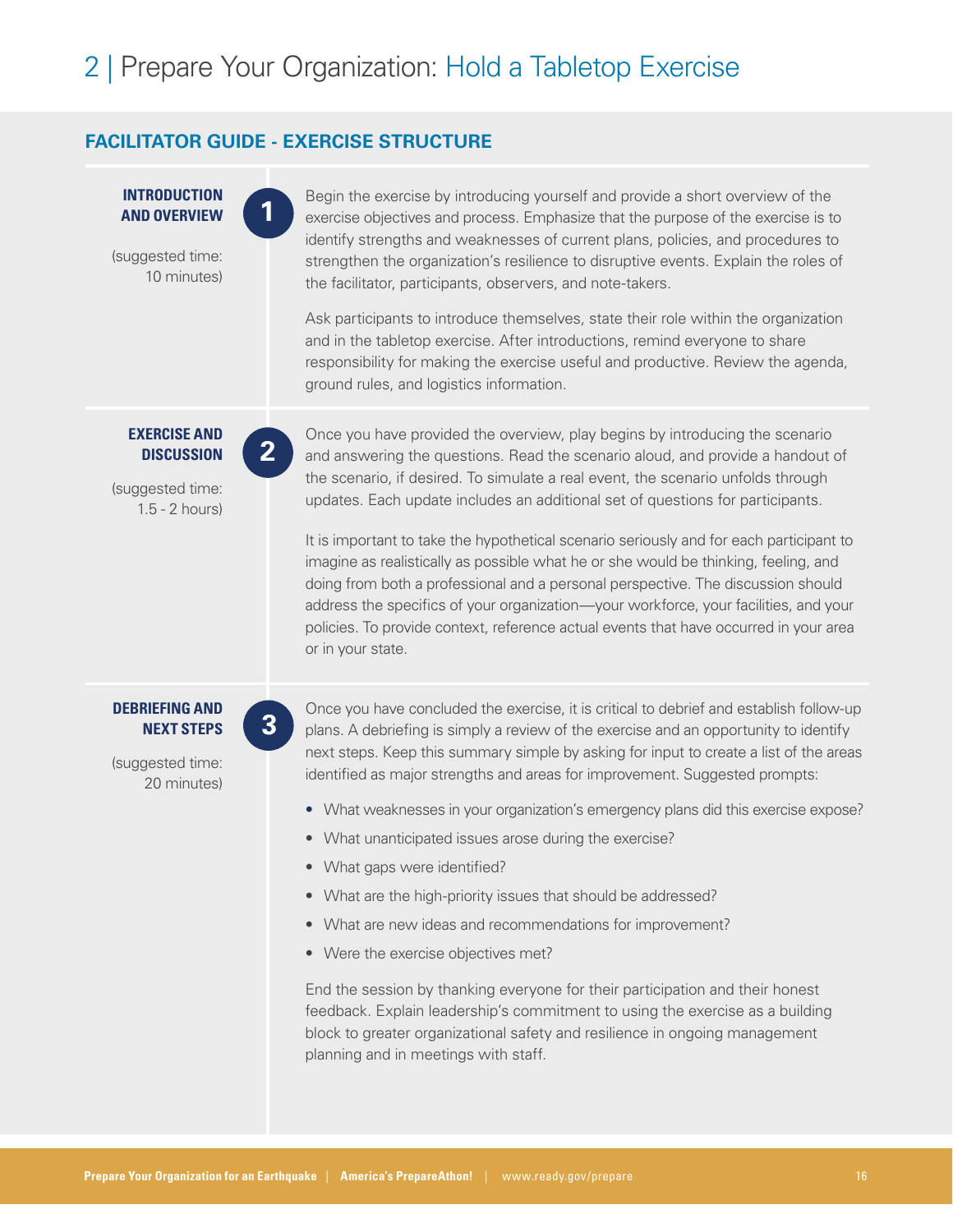# 2 | Prepare Your Organization: Hold a Tabletop Exercise

## FACILITATOR GUIDE - EXERCISE STRUCTURE

### 1 INTRODUCTION AND OVERVIEW

(suggested time: 10 minutes)

Begin the exercise by introducing yourself and provide a short overview of the exercise objectives and process. Emphasize that the purpose of the exercise is to identify strengths and weaknesses of current plans, policies, and procedures to strengthen the organization's resilience to disruptive events. Explain the roles of the facilitator, participants, observers, and note-takers.

Ask participants to introduce themselves, state their role within the organization and in the tabletop exercise. After introductions, remind everyone to share responsibility for making the exercise useful and productive. Review the agenda, ground rules, and logistics information.

### 2 EXERCISE AND DISCUSSION

(suggested time: 1.5 - 2 hours)

Once you have provided the overview, play begins by introducing the scenario and answering the questions. Read the scenario aloud, and provide a handout of the scenario, if desired. To simulate a real event, the scenario unfolds through updates. Each update includes an additional set of questions for participants.

It is important to take the hypothetical scenario seriously and for each participant to imagine as realistically as possible what he or she would be thinking, feeling, and doing from both a professional and a personal perspective. The discussion should address the specifics of your organization—your workforce, your facilities, and your policies. To provide context, reference actual events that have occurred in your area or in your state.

### 3 DEBRIEFING AND NEXT STEPS

(suggested time: 20 minutes)

Once you have concluded the exercise, it is critical to debrief and establish follow-up plans. A debriefing is simply a review of the exercise and an opportunity to identify next steps. Keep this summary simple by asking for input to create a list of the areas identified as major strengths and areas for improvement. Suggested prompts:

- What weaknesses in your organization's emergency plans did this exercise expose?
- What unanticipated issues arose during the exercise?
- What gaps were identified?
- What are the high-priority issues that should be addressed?
- What are new ideas and recommendations for improvement?
- Were the exercise objectives met?

End the session by thanking everyone for their participation and their honest feedback. Explain leadership's commitment to using the exercise as a building block to greater organizational safety and resilience in ongoing management planning and in meetings with staff.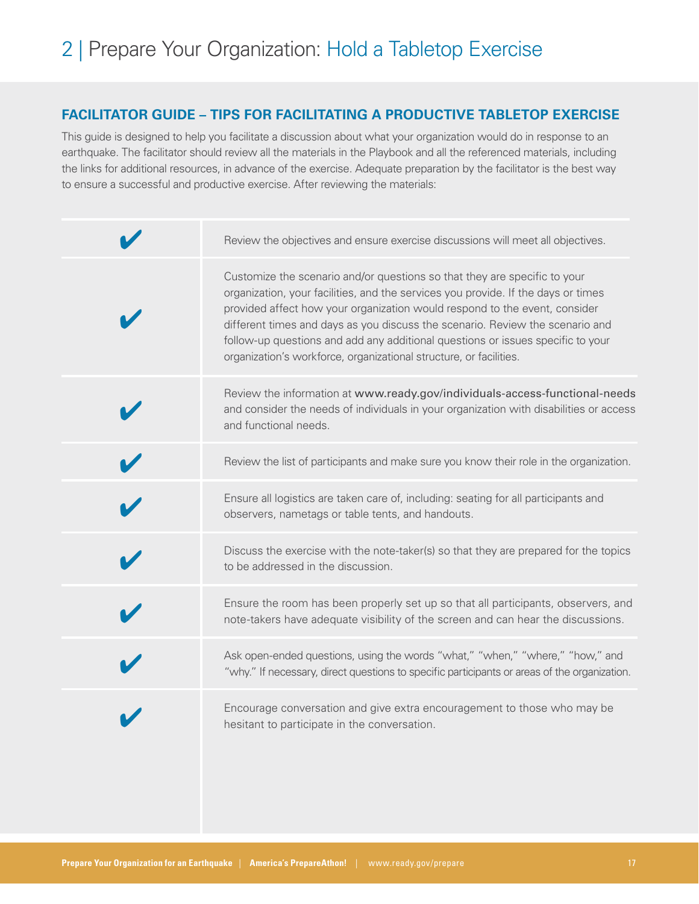# 2 | Prepare Your Organization: Hold a Tabletop Exercise

## FACILITATOR GUIDE – TIPS FOR FACILITATING A PRODUCTIVE TABLETOP EXERCISE

This guide is designed to help you facilitate a discussion about what your organization would do in response to an earthquake. The facilitator should review all the materials in the Playbook and all the referenced materials, including the links for additional resources, in advance of the exercise. Adequate preparation by the facilitator is the best way to ensure a successful and productive exercise. After reviewing the materials:

- ✔ Review the objectives and ensure exercise discussions will meet all objectives.
- ✔ Customize the scenario and/or questions so that they are specific to your organization, your facilities, and the services you provide. If the days or times provided affect how your organization would respond to the event, consider different times and days as you discuss the scenario. Review the scenario and follow-up questions and add any additional questions or issues specific to your organization's workforce, organizational structure, or facilities.
- ✔ Review the information at www.ready.gov/individuals-access-functional-needs and consider the needs of individuals in your organization with disabilities or access and functional needs.
- ✔ Review the list of participants and make sure you know their role in the organization.
- ✔ Ensure all logistics are taken care of, including: seating for all participants and observers, nametags or table tents, and handouts.
- ✔ Discuss the exercise with the note-taker(s) so that they are prepared for the topics to be addressed in the discussion.
- ✔ Ensure the room has been properly set up so that all participants, observers, and note-takers have adequate visibility of the screen and can hear the discussions.
- ✔ Ask open-ended questions, using the words "what," "when," "where," "how," and "why." If necessary, direct questions to specific participants or areas of the organization.
- ✔ Encourage conversation and give extra encouragement to those who may be hesitant to participate in the conversation.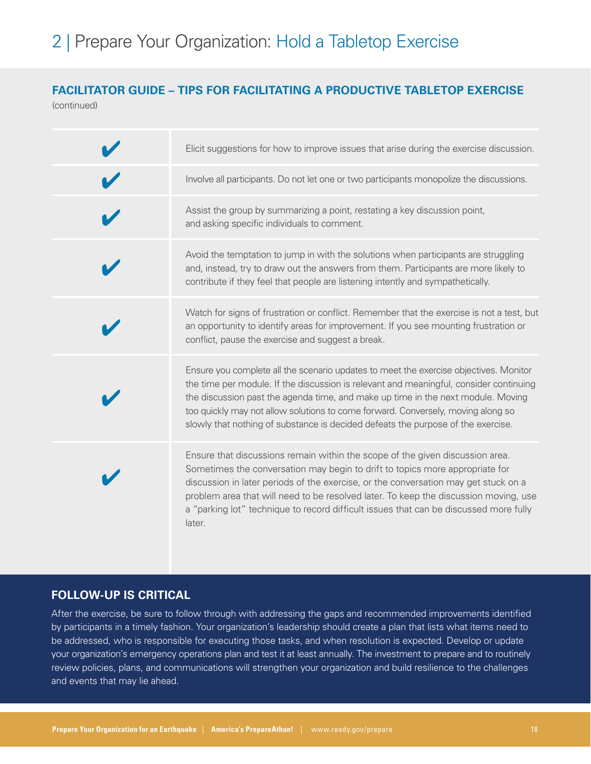# 2 | Prepare Your Organization: Hold a Tabletop Exercise

## FACILITATOR GUIDE – TIPS FOR FACILITATING A PRODUCTIVE TABLETOP EXERCISE

(continued)

- ✔ Elicit suggestions for how to improve issues that arise during the exercise discussion.
- ✔ Involve all participants. Do not let one or two participants monopolize the discussions.
- ✔ Assist the group by summarizing a point, restating a key discussion point, and asking specific individuals to comment.
- ✔ Avoid the temptation to jump in with the solutions when participants are struggling and, instead, try to draw out the answers from them. Participants are more likely to contribute if they feel that people are listening intently and sympathetically.
- ✔ Watch for signs of frustration or conflict. Remember that the exercise is not a test, but an opportunity to identify areas for improvement. If you see mounting frustration or conflict, pause the exercise and suggest a break.
- ✔ Ensure you complete all the scenario updates to meet the exercise objectives. Monitor the time per module. If the discussion is relevant and meaningful, consider continuing the discussion past the agenda time, and make up time in the next module. Moving too quickly may not allow solutions to come forward. Conversely, moving along so slowly that nothing of substance is decided defeats the purpose of the exercise.
- ✔ Ensure that discussions remain within the scope of the given discussion area. Sometimes the conversation may begin to drift to topics more appropriate for discussion in later periods of the exercise, or the conversation may get stuck on a problem area that will need to be resolved later. To keep the discussion moving, use a "parking lot" technique to record difficult issues that can be discussed more fully later.

## FOLLOW-UP IS CRITICAL

After the exercise, be sure to follow through with addressing the gaps and recommended improvements identified by participants in a timely fashion. Your organization's leadership should create a plan that lists what items need to be addressed, who is responsible for executing those tasks, and when resolution is expected. Develop or update your organization's emergency operations plan and test it at least annually. The investment to prepare and to routinely review policies, plans, and communications will strengthen your organization and build resilience to the challenges and events that may lie ahead.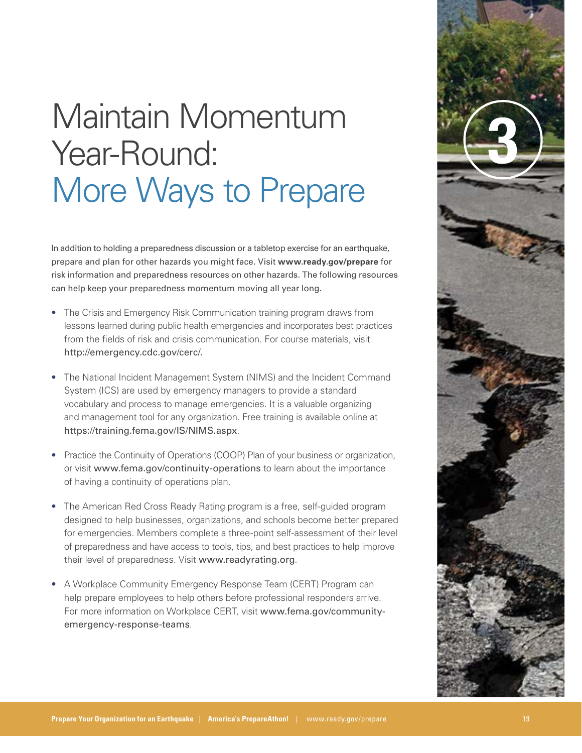# Maintain Momentum Year-Round: More Ways to Prepare

In addition to holding a preparedness discussion or a tabletop exercise for an earthquake, prepare and plan for other hazards you might face. Visit **www.ready.gov/prepare** for risk information and preparedness resources on other hazards. The following resources can help keep your preparedness momentum moving all year long.

- The Crisis and Emergency Risk Communication training program draws from lessons learned during public health emergencies and incorporates best practices from the fields of risk and crisis communication. For course materials, visit http://emergency.cdc.gov/cerc/.
- The National Incident Management System (NIMS) and the Incident Command System (ICS) are used by emergency managers to provide a standard vocabulary and process to manage emergencies. It is a valuable organizing and management tool for any organization. Free training is available online at https://training.fema.gov/IS/NIMS.aspx.
- Practice the Continuity of Operations (COOP) Plan of your business or organization, or visit www.fema.gov/continuity-operations to learn about the importance of having a continuity of operations plan.
- The American Red Cross Ready Rating program is a free, self-guided program designed to help businesses, organizations, and schools become better prepared for emergencies. Members complete a three-point self-assessment of their level of preparedness and have access to tools, tips, and best practices to help improve their level of preparedness. Visit www.readyrating.org.
- A Workplace Community Emergency Response Team (CERT) Program can help prepare employees to help others before professional responders arrive. For more information on Workplace CERT, visit www.fema.gov/community-emergency-response-teams.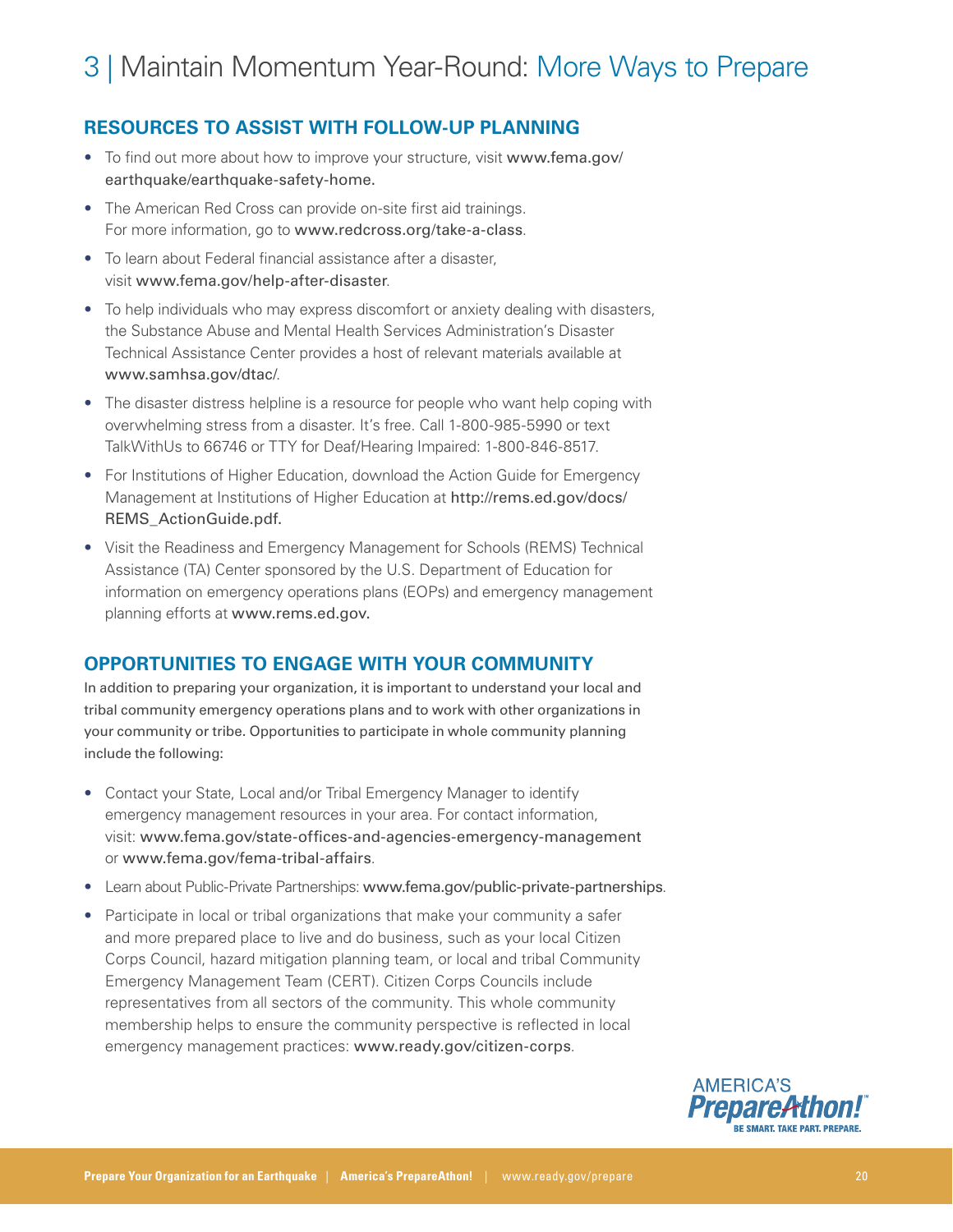# 3 | Maintain Momentum Year-Round: More Ways to Prepare

## RESOURCES TO ASSIST WITH FOLLOW-UP PLANNING

- To find out more about how to improve your structure, visit www.fema.gov/earthquake/earthquake-safety-home.
- The American Red Cross can provide on-site first aid trainings. For more information, go to www.redcross.org/take-a-class.
- To learn about Federal financial assistance after a disaster, visit www.fema.gov/help-after-disaster.
- To help individuals who may express discomfort or anxiety dealing with disasters, the Substance Abuse and Mental Health Services Administration's Disaster Technical Assistance Center provides a host of relevant materials available at www.samhsa.gov/dtac/.
- The disaster distress helpline is a resource for people who want help coping with overwhelming stress from a disaster. It's free. Call 1-800-985-5990 or text TalkWithUs to 66746 or TTY for Deaf/Hearing Impaired: 1-800-846-8517.
- For Institutions of Higher Education, download the Action Guide for Emergency Management at Institutions of Higher Education at http://rems.ed.gov/docs/REMS_ActionGuide.pdf.
- Visit the Readiness and Emergency Management for Schools (REMS) Technical Assistance (TA) Center sponsored by the U.S. Department of Education for information on emergency operations plans (EOPs) and emergency management planning efforts at www.rems.ed.gov.

## OPPORTUNITIES TO ENGAGE WITH YOUR COMMUNITY

In addition to preparing your organization, it is important to understand your local and tribal community emergency operations plans and to work with other organizations in your community or tribe. Opportunities to participate in whole community planning include the following:

- Contact your State, Local and/or Tribal Emergency Manager to identify emergency management resources in your area. For contact information, visit: www.fema.gov/state-offices-and-agencies-emergency-management or www.fema.gov/fema-tribal-affairs.
- Learn about Public-Private Partnerships: www.fema.gov/public-private-partnerships.
- Participate in local or tribal organizations that make your community a safer and more prepared place to live and do business, such as your local Citizen Corps Council, hazard mitigation planning team, or local and tribal Community Emergency Management Team (CERT). Citizen Corps Councils include representatives from all sectors of the community. This whole community membership helps to ensure the community perspective is reflected in local emergency management practices: www.ready.gov/citizen-corps.